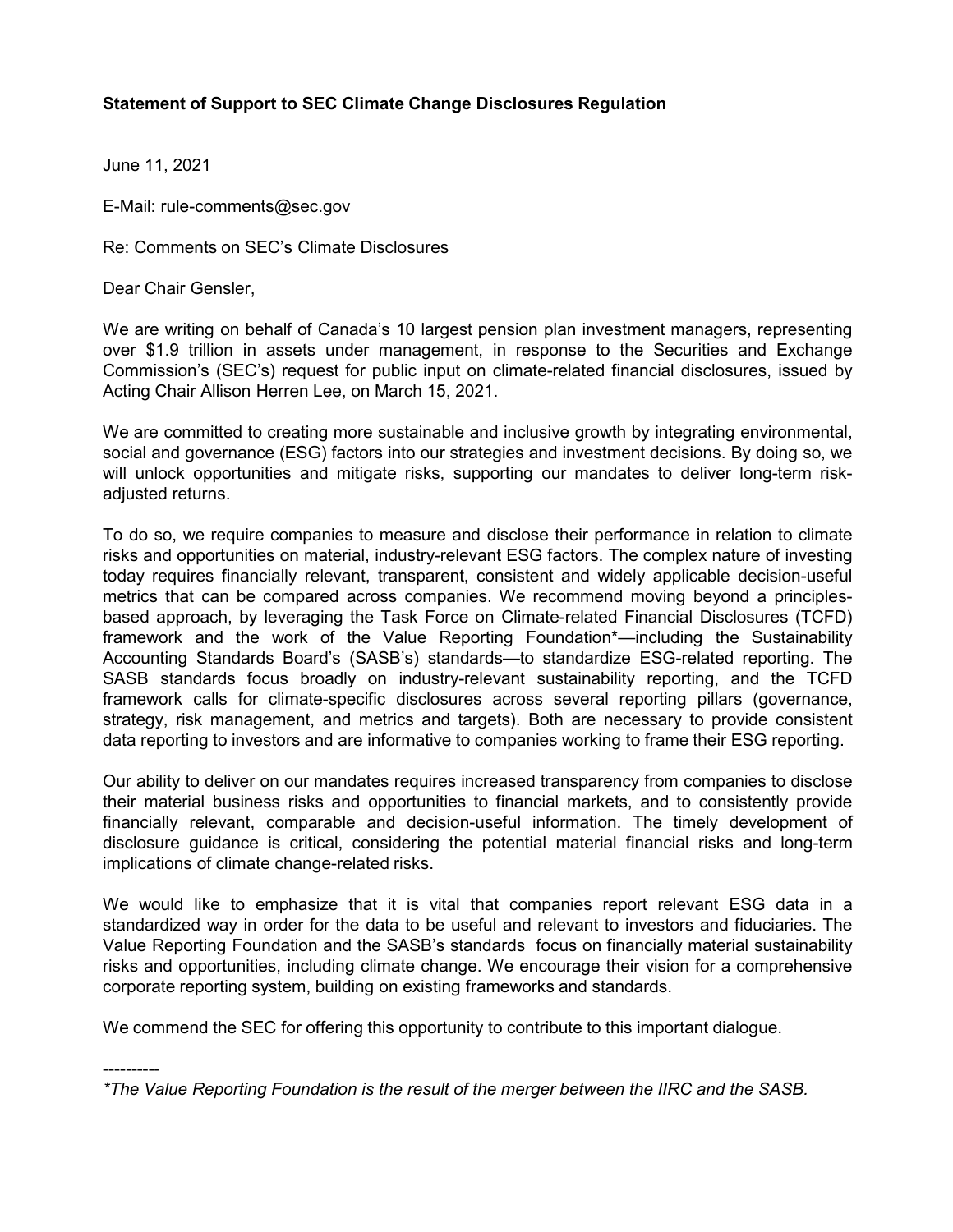**Statement of Support to SEC Climate Change Disclosures Regulation**

June 11, 2021

E-Mail: rule-comments@sec.gov

Re: Comments on SEC's Climate Disclosures

Dear Chair Gensler,

We are writing on behalf of Canada's 10 largest pension plan investment managers, representing over $1.9 trillion in assets under management, in response to the Securities and Exchange Commission's (SEC's) request for public input on climate-related financial disclosures, issued by Acting Chair Allison Herren Lee, on March 15, 2021.

We are committed to creating more sustainable and inclusive growth by integrating environmental, social and governance (ESG) factors into our strategies and investment decisions. By doing so, we will unlock opportunities and mitigate risks, supporting our mandates to deliver long-term risk-adjusted returns.

To do so, we require companies to measure and disclose their performance in relation to climate risks and opportunities on material, industry-relevant ESG factors. The complex nature of investing today requires financially relevant, transparent, consistent and widely applicable decision-useful metrics that can be compared across companies. We recommend moving beyond a principles-based approach, by leveraging the Task Force on Climate-related Financial Disclosures (TCFD) framework and the work of the Value Reporting Foundation*—including the Sustainability Accounting Standards Board's (SASB's) standards—to standardize ESG-related reporting. The SASB standards focus broadly on industry-relevant sustainability reporting, and the TCFD framework calls for climate-specific disclosures across several reporting pillars (governance, strategy, risk management, and metrics and targets). Both are necessary to provide consistent data reporting to investors and are informative to companies working to frame their ESG reporting.

Our ability to deliver on our mandates requires increased transparency from companies to disclose their material business risks and opportunities to financial markets, and to consistently provide financially relevant, comparable and decision-useful information. The timely development of disclosure guidance is critical, considering the potential material financial risks and long-term implications of climate change-related risks.

We would like to emphasize that it is vital that companies report relevant ESG data in a standardized way in order for the data to be useful and relevant to investors and fiduciaries. The Value Reporting Foundation and the SASB's standards focus on financially material sustainability risks and opportunities, including climate change. We encourage their vision for a comprehensive corporate reporting system, building on existing frameworks and standards.

We commend the SEC for offering this opportunity to contribute to this important dialogue.

----------

*\*The Value Reporting Foundation is the result of the merger between the IIRC and the SASB.*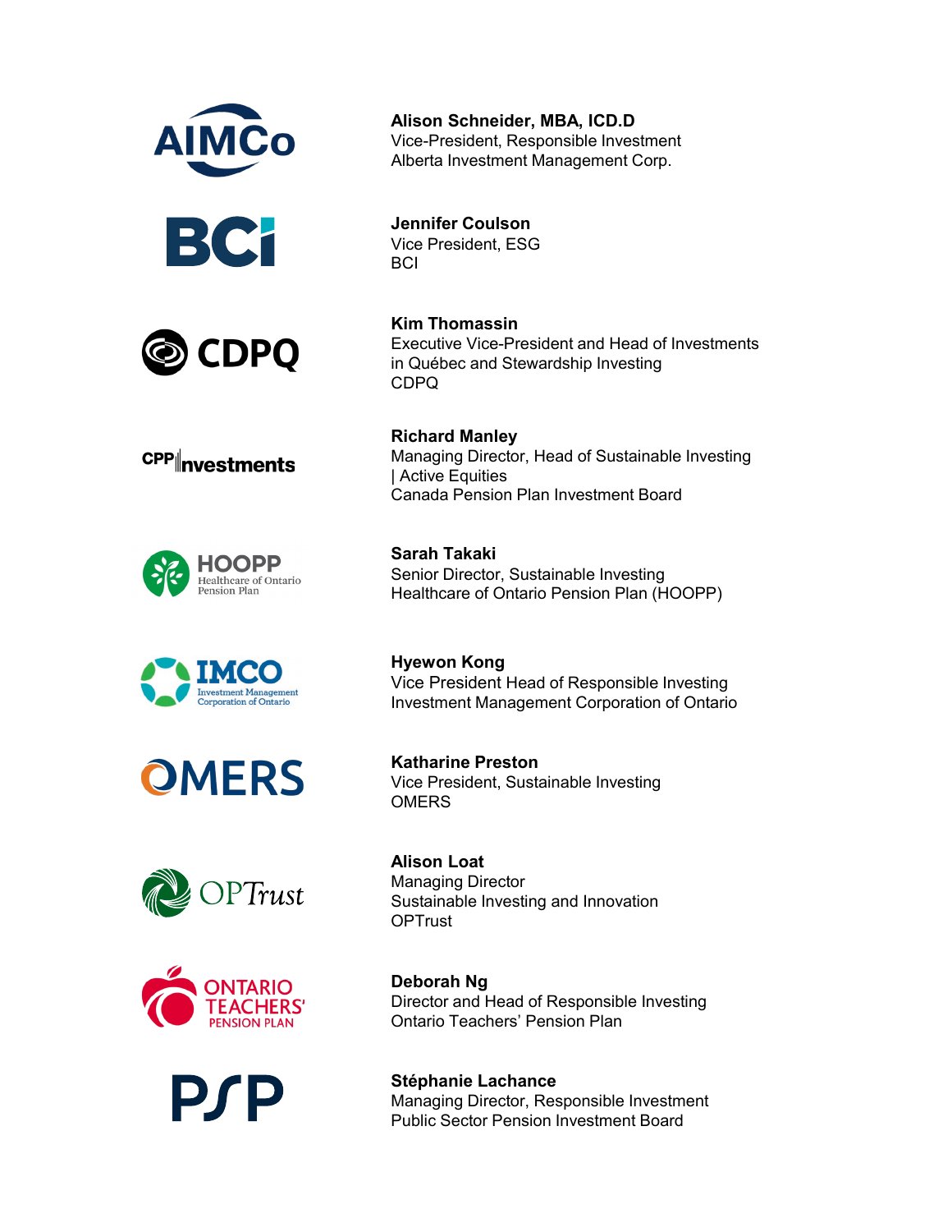**Alison Schneider, MBA, ICD.D**
Vice-President, Responsible Investment
Alberta Investment Management Corp.

**Jennifer Coulson**
Vice President, ESG
BCI

**Kim Thomassin**
Executive Vice-President and Head of Investments in Québec and Stewardship Investing
CDPQ

**Richard Manley**
Managing Director, Head of Sustainable Investing | Active Equities
Canada Pension Plan Investment Board

**Sarah Takaki**
Senior Director, Sustainable Investing
Healthcare of Ontario Pension Plan (HOOPP)

**Hyewon Kong**
Vice President Head of Responsible Investing
Investment Management Corporation of Ontario

**Katharine Preston**
Vice President, Sustainable Investing
OMERS

**Alison Loat**
Managing Director
Sustainable Investing and Innovation
OPTrust

**Deborah Ng**
Director and Head of Responsible Investing
Ontario Teachers' Pension Plan

**Stéphanie Lachance**
Managing Director, Responsible Investment
Public Sector Pension Investment Board